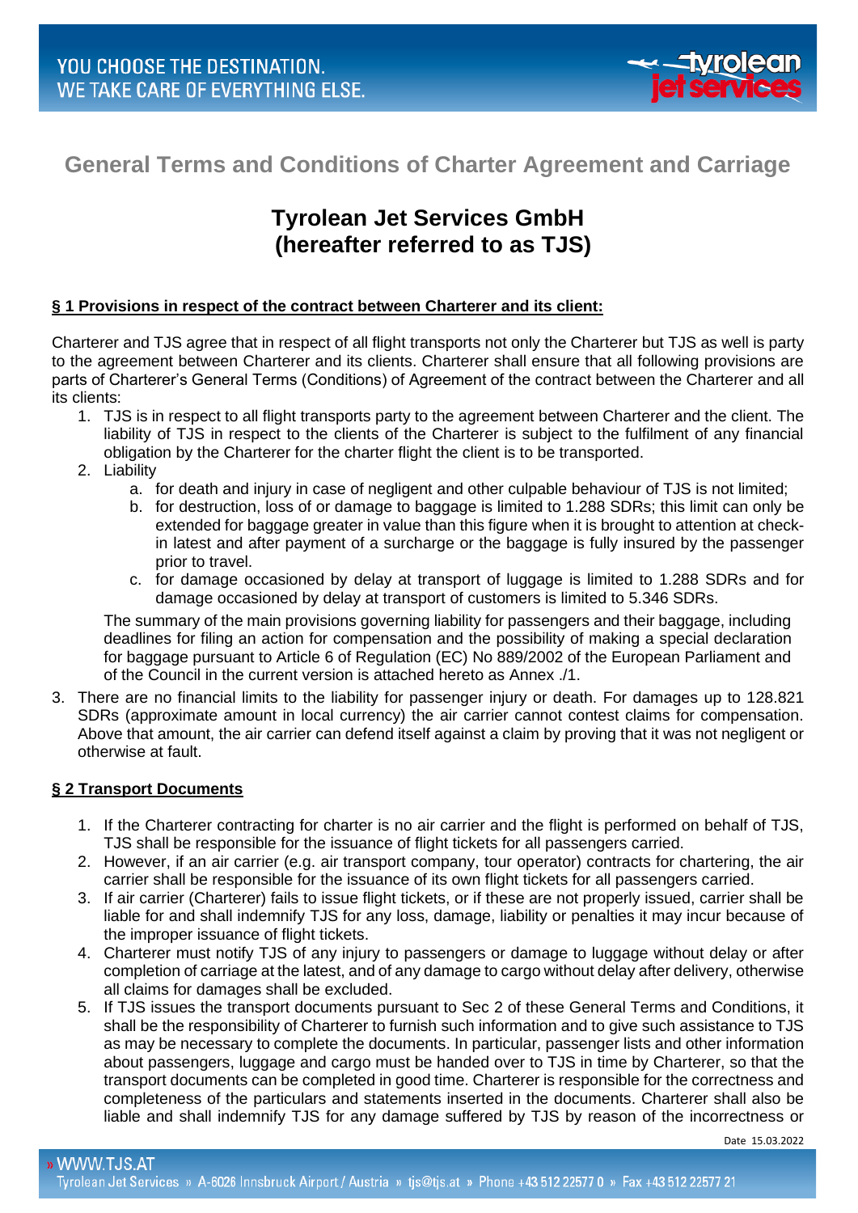# General Terms and Conditions of Charter Agreement and Carriage

## Tyrolean Jet Services GmbH (hereafter referred to as TJS)

### § 1 Provisions in respect of the contract between Charterer and its client:

Charterer and TJS agree that in respect of all flight transports not only the Charterer but TJS as well is party to the agreement between Charterer and its clients. Charterer shall ensure that all following provisions are parts of Charterer's General Terms (Conditions) of Agreement of the contract between the Charterer and all its clients:

1. TJS is in respect to all flight transports party to the agreement between Charterer and the client. The liability of TJS in respect to the clients of the Charterer is subject to the fulfilment of any financial obligation by the Charterer for the charter flight the client is to be transported.
2. Liability
   a. for death and injury in case of negligent and other culpable behaviour of TJS is not limited;
   b. for destruction, loss of or damage to baggage is limited to 1.288 SDRs; this limit can only be extended for baggage greater in value than this figure when it is brought to attention at check-in latest and after payment of a surcharge or the baggage is fully insured by the passenger prior to travel.
   c. for damage occasioned by delay at transport of luggage is limited to 1.288 SDRs and for damage occasioned by delay at transport of customers is limited to 5.346 SDRs.

   The summary of the main provisions governing liability for passengers and their baggage, including deadlines for filing an action for compensation and the possibility of making a special declaration for baggage pursuant to Article 6 of Regulation (EC) No 889/2002 of the European Parliament and of the Council in the current version is attached hereto as Annex ./1.
3. There are no financial limits to the liability for passenger injury or death. For damages up to 128.821 SDRs (approximate amount in local currency) the air carrier cannot contest claims for compensation. Above that amount, the air carrier can defend itself against a claim by proving that it was not negligent or otherwise at fault.

### § 2 Transport Documents

1. If the Charterer contracting for charter is no air carrier and the flight is performed on behalf of TJS, TJS shall be responsible for the issuance of flight tickets for all passengers carried.
2. However, if an air carrier (e.g. air transport company, tour operator) contracts for chartering, the air carrier shall be responsible for the issuance of its own flight tickets for all passengers carried.
3. If air carrier (Charterer) fails to issue flight tickets, or if these are not properly issued, carrier shall be liable for and shall indemnify TJS for any loss, damage, liability or penalties it may incur because of the improper issuance of flight tickets.
4. Charterer must notify TJS of any injury to passengers or damage to luggage without delay or after completion of carriage at the latest, and of any damage to cargo without delay after delivery, otherwise all claims for damages shall be excluded.
5. If TJS issues the transport documents pursuant to Sec 2 of these General Terms and Conditions, it shall be the responsibility of Charterer to furnish such information and to give such assistance to TJS as may be necessary to complete the documents. In particular, passenger lists and other information about passengers, luggage and cargo must be handed over to TJS in time by Charterer, so that the transport documents can be completed in good time. Charterer is responsible for the correctness and completeness of the particulars and statements inserted in the documents. Charterer shall also be liable and shall indemnify TJS for any damage suffered by TJS by reason of the incorrectness or

Date 15.03.2022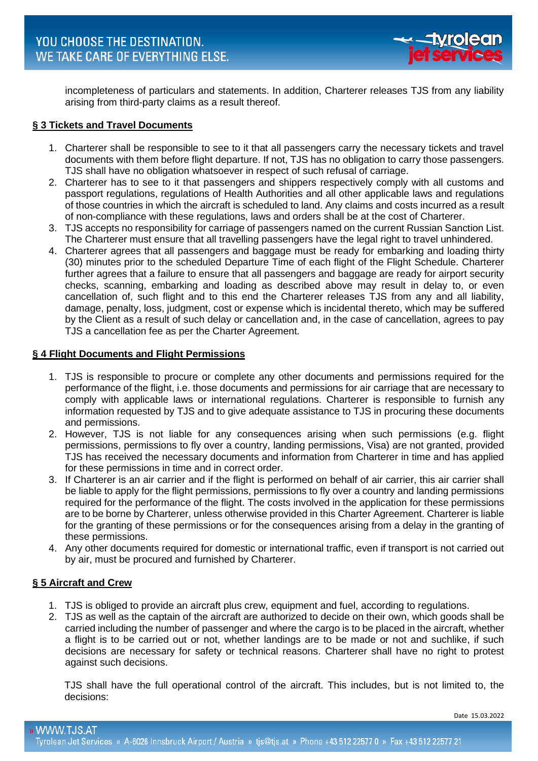incompleteness of particulars and statements. In addition, Charterer releases TJS from any liability arising from third-party claims as a result thereof.

## § 3 Tickets and Travel Documents

1. Charterer shall be responsible to see to it that all passengers carry the necessary tickets and travel documents with them before flight departure. If not, TJS has no obligation to carry those passengers. TJS shall have no obligation whatsoever in respect of such refusal of carriage.
2. Charterer has to see to it that passengers and shippers respectively comply with all customs and passport regulations, regulations of Health Authorities and all other applicable laws and regulations of those countries in which the aircraft is scheduled to land. Any claims and costs incurred as a result of non-compliance with these regulations, laws and orders shall be at the cost of Charterer.
3. TJS accepts no responsibility for carriage of passengers named on the current Russian Sanction List. The Charterer must ensure that all travelling passengers have the legal right to travel unhindered.
4. Charterer agrees that all passengers and baggage must be ready for embarking and loading thirty (30) minutes prior to the scheduled Departure Time of each flight of the Flight Schedule. Charterer further agrees that a failure to ensure that all passengers and baggage are ready for airport security checks, scanning, embarking and loading as described above may result in delay to, or even cancellation of, such flight and to this end the Charterer releases TJS from any and all liability, damage, penalty, loss, judgment, cost or expense which is incidental thereto, which may be suffered by the Client as a result of such delay or cancellation and, in the case of cancellation, agrees to pay TJS a cancellation fee as per the Charter Agreement.

## § 4 Flight Documents and Flight Permissions

1. TJS is responsible to procure or complete any other documents and permissions required for the performance of the flight, i.e. those documents and permissions for air carriage that are necessary to comply with applicable laws or international regulations. Charterer is responsible to furnish any information requested by TJS and to give adequate assistance to TJS in procuring these documents and permissions.
2. However, TJS is not liable for any consequences arising when such permissions (e.g. flight permissions, permissions to fly over a country, landing permissions, Visa) are not granted, provided TJS has received the necessary documents and information from Charterer in time and has applied for these permissions in time and in correct order.
3. If Charterer is an air carrier and if the flight is performed on behalf of air carrier, this air carrier shall be liable to apply for the flight permissions, permissions to fly over a country and landing permissions required for the performance of the flight. The costs involved in the application for these permissions are to be borne by Charterer, unless otherwise provided in this Charter Agreement. Charterer is liable for the granting of these permissions or for the consequences arising from a delay in the granting of these permissions.
4. Any other documents required for domestic or international traffic, even if transport is not carried out by air, must be procured and furnished by Charterer.

## § 5 Aircraft and Crew

1. TJS is obliged to provide an aircraft plus crew, equipment and fuel, according to regulations.
2. TJS as well as the captain of the aircraft are authorized to decide on their own, which goods shall be carried including the number of passenger and where the cargo is to be placed in the aircraft, whether a flight is to be carried out or not, whether landings are to be made or not and suchlike, if such decisions are necessary for safety or technical reasons. Charterer shall have no right to protest against such decisions.

   TJS shall have the full operational control of the aircraft. This includes, but is not limited to, the decisions: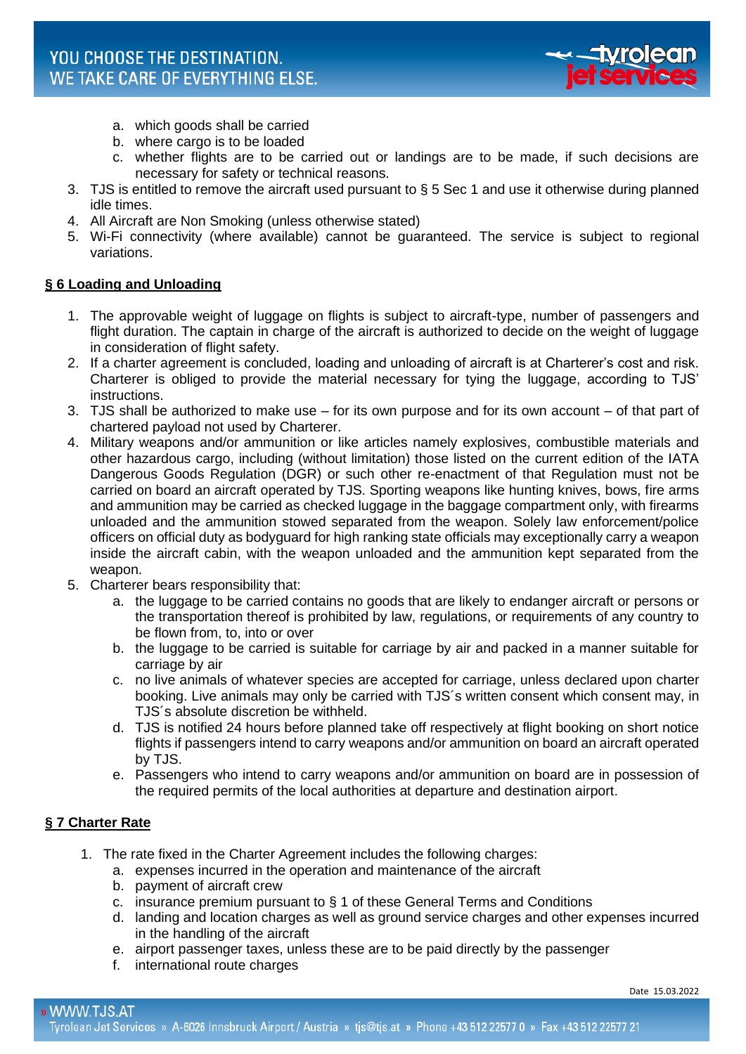a. which goods shall be carried
   b. where cargo is to be loaded
   c. whether flights are to be carried out or landings are to be made, if such decisions are necessary for safety or technical reasons.
3. TJS is entitled to remove the aircraft used pursuant to § 5 Sec 1 and use it otherwise during planned idle times.
4. All Aircraft are Non Smoking (unless otherwise stated)
5. Wi-Fi connectivity (where available) cannot be guaranteed. The service is subject to regional variations.

## § 6 Loading and Unloading

1. The approvable weight of luggage on flights is subject to aircraft-type, number of passengers and flight duration. The captain in charge of the aircraft is authorized to decide on the weight of luggage in consideration of flight safety.
2. If a charter agreement is concluded, loading and unloading of aircraft is at Charterer's cost and risk. Charterer is obliged to provide the material necessary for tying the luggage, according to TJS' instructions.
3. TJS shall be authorized to make use – for its own purpose and for its own account – of that part of chartered payload not used by Charterer.
4. Military weapons and/or ammunition or like articles namely explosives, combustible materials and other hazardous cargo, including (without limitation) those listed on the current edition of the IATA Dangerous Goods Regulation (DGR) or such other re-enactment of that Regulation must not be carried on board an aircraft operated by TJS. Sporting weapons like hunting knives, bows, fire arms and ammunition may be carried as checked luggage in the baggage compartment only, with firearms unloaded and the ammunition stowed separated from the weapon. Solely law enforcement/police officers on official duty as bodyguard for high ranking state officials may exceptionally carry a weapon inside the aircraft cabin, with the weapon unloaded and the ammunition kept separated from the weapon.
5. Charterer bears responsibility that:
   a. the luggage to be carried contains no goods that are likely to endanger aircraft or persons or the transportation thereof is prohibited by law, regulations, or requirements of any country to be flown from, to, into or over
   b. the luggage to be carried is suitable for carriage by air and packed in a manner suitable for carriage by air
   c. no live animals of whatever species are accepted for carriage, unless declared upon charter booking. Live animals may only be carried with TJS´s written consent which consent may, in TJS´s absolute discretion be withheld.
   d. TJS is notified 24 hours before planned take off respectively at flight booking on short notice flights if passengers intend to carry weapons and/or ammunition on board an aircraft operated by TJS.
   e. Passengers who intend to carry weapons and/or ammunition on board are in possession of the required permits of the local authorities at departure and destination airport.

## § 7 Charter Rate

1. The rate fixed in the Charter Agreement includes the following charges:
   a. expenses incurred in the operation and maintenance of the aircraft
   b. payment of aircraft crew
   c. insurance premium pursuant to § 1 of these General Terms and Conditions
   d. landing and location charges as well as ground service charges and other expenses incurred in the handling of the aircraft
   e. airport passenger taxes, unless these are to be paid directly by the passenger
   f. international route charges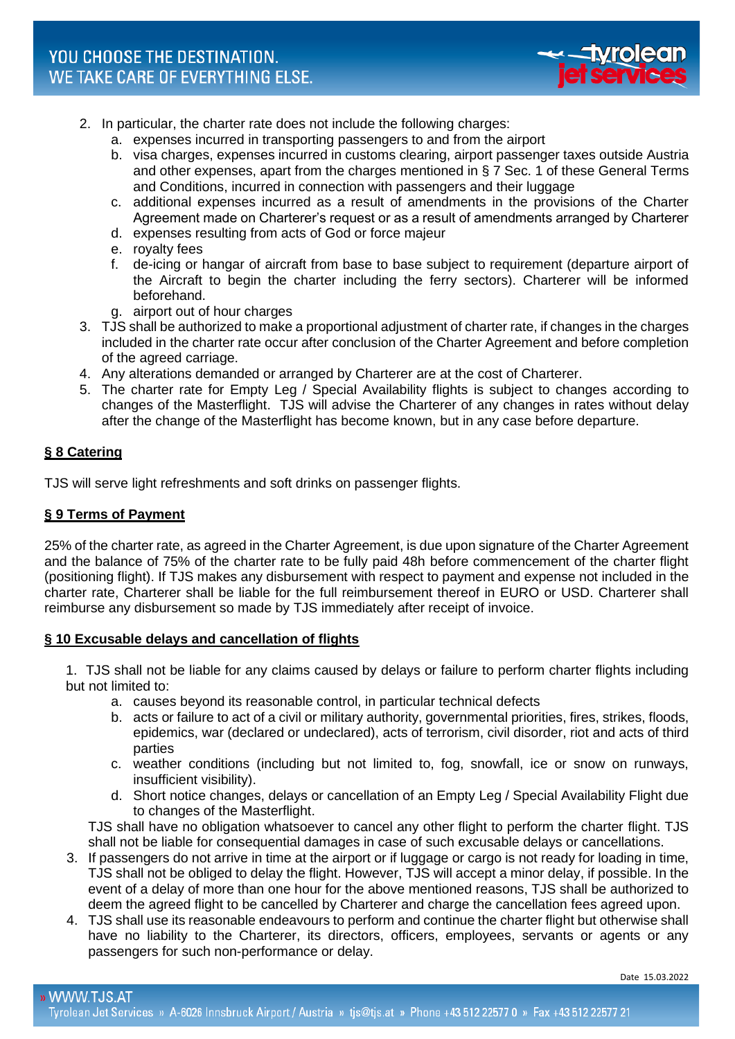2. In particular, the charter rate does not include the following charges:
   a. expenses incurred in transporting passengers to and from the airport
   b. visa charges, expenses incurred in customs clearing, airport passenger taxes outside Austria and other expenses, apart from the charges mentioned in § 7 Sec. 1 of these General Terms and Conditions, incurred in connection with passengers and their luggage
   c. additional expenses incurred as a result of amendments in the provisions of the Charter Agreement made on Charterer's request or as a result of amendments arranged by Charterer
   d. expenses resulting from acts of God or force majeur
   e. royalty fees
   f. de-icing or hangar of aircraft from base to base subject to requirement (departure airport of the Aircraft to begin the charter including the ferry sectors). Charterer will be informed beforehand.
   g. airport out of hour charges
3. TJS shall be authorized to make a proportional adjustment of charter rate, if changes in the charges included in the charter rate occur after conclusion of the Charter Agreement and before completion of the agreed carriage.
4. Any alterations demanded or arranged by Charterer are at the cost of Charterer.
5. The charter rate for Empty Leg / Special Availability flights is subject to changes according to changes of the Masterflight. TJS will advise the Charterer of any changes in rates without delay after the change of the Masterflight has become known, but in any case before departure.

## § 8 Catering

TJS will serve light refreshments and soft drinks on passenger flights.

## § 9 Terms of Payment

25% of the charter rate, as agreed in the Charter Agreement, is due upon signature of the Charter Agreement and the balance of 75% of the charter rate to be fully paid 48h before commencement of the charter flight (positioning flight). If TJS makes any disbursement with respect to payment and expense not included in the charter rate, Charterer shall be liable for the full reimbursement thereof in EURO or USD. Charterer shall reimburse any disbursement so made by TJS immediately after receipt of invoice.

## § 10 Excusable delays and cancellation of flights

1. TJS shall not be liable for any claims caused by delays or failure to perform charter flights including but not limited to:
   a. causes beyond its reasonable control, in particular technical defects
   b. acts or failure to act of a civil or military authority, governmental priorities, fires, strikes, floods, epidemics, war (declared or undeclared), acts of terrorism, civil disorder, riot and acts of third parties
   c. weather conditions (including but not limited to, fog, snowfall, ice or snow on runways, insufficient visibility).
   d. Short notice changes, delays or cancellation of an Empty Leg / Special Availability Flight due to changes of the Masterflight.

   TJS shall have no obligation whatsoever to cancel any other flight to perform the charter flight. TJS shall not be liable for consequential damages in case of such excusable delays or cancellations.
3. If passengers do not arrive in time at the airport or if luggage or cargo is not ready for loading in time, TJS shall not be obliged to delay the flight. However, TJS will accept a minor delay, if possible. In the event of a delay of more than one hour for the above mentioned reasons, TJS shall be authorized to deem the agreed flight to be cancelled by Charterer and charge the cancellation fees agreed upon.
4. TJS shall use its reasonable endeavours to perform and continue the charter flight but otherwise shall have no liability to the Charterer, its directors, officers, employees, servants or agents or any passengers for such non-performance or delay.

Date 15.03.2022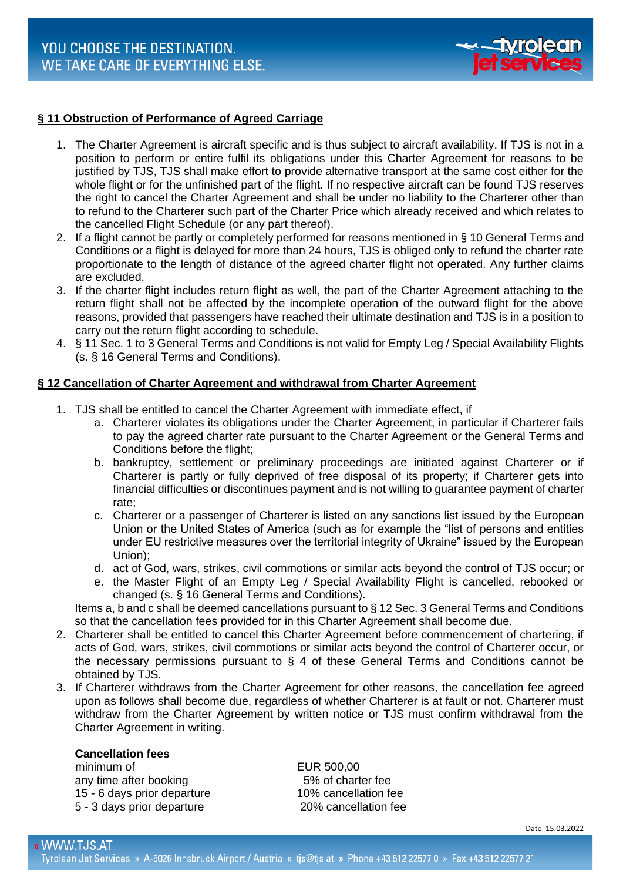## § 11 Obstruction of Performance of Agreed Carriage

1. The Charter Agreement is aircraft specific and is thus subject to aircraft availability. If TJS is not in a position to perform or entire fulfil its obligations under this Charter Agreement for reasons to be justified by TJS, TJS shall make effort to provide alternative transport at the same cost either for the whole flight or for the unfinished part of the flight. If no respective aircraft can be found TJS reserves the right to cancel the Charter Agreement and shall be under no liability to the Charterer other than to refund to the Charterer such part of the Charter Price which already received and which relates to the cancelled Flight Schedule (or any part thereof).
2. If a flight cannot be partly or completely performed for reasons mentioned in § 10 General Terms and Conditions or a flight is delayed for more than 24 hours, TJS is obliged only to refund the charter rate proportionate to the length of distance of the agreed charter flight not operated. Any further claims are excluded.
3. If the charter flight includes return flight as well, the part of the Charter Agreement attaching to the return flight shall not be affected by the incomplete operation of the outward flight for the above reasons, provided that passengers have reached their ultimate destination and TJS is in a position to carry out the return flight according to schedule.
4. § 11 Sec. 1 to 3 General Terms and Conditions is not valid for Empty Leg / Special Availability Flights (s. § 16 General Terms and Conditions).

## § 12 Cancellation of Charter Agreement and withdrawal from Charter Agreement

1. TJS shall be entitled to cancel the Charter Agreement with immediate effect, if
   a. Charterer violates its obligations under the Charter Agreement, in particular if Charterer fails to pay the agreed charter rate pursuant to the Charter Agreement or the General Terms and Conditions before the flight;
   b. bankruptcy, settlement or preliminary proceedings are initiated against Charterer or if Charterer is partly or fully deprived of free disposal of its property; if Charterer gets into financial difficulties or discontinues payment and is not willing to guarantee payment of charter rate;
   c. Charterer or a passenger of Charterer is listed on any sanctions list issued by the European Union or the United States of America (such as for example the "list of persons and entities under EU restrictive measures over the territorial integrity of Ukraine" issued by the European Union);
   d. act of God, wars, strikes, civil commotions or similar acts beyond the control of TJS occur; or
   e. the Master Flight of an Empty Leg / Special Availability Flight is cancelled, rebooked or changed (s. § 16 General Terms and Conditions).

   Items a, b and c shall be deemed cancellations pursuant to § 12 Sec. 3 General Terms and Conditions so that the cancellation fees provided for in this Charter Agreement shall become due.
2. Charterer shall be entitled to cancel this Charter Agreement before commencement of chartering, if acts of God, wars, strikes, civil commotions or similar acts beyond the control of Charterer occur, or the necessary permissions pursuant to § 4 of these General Terms and Conditions cannot be obtained by TJS.
3. If Charterer withdraws from the Charter Agreement for other reasons, the cancellation fee agreed upon as follows shall become due, regardless of whether Charterer is at fault or not. Charterer must withdraw from the Charter Agreement by written notice or TJS must confirm withdrawal from the Charter Agreement in writing.

**Cancellation fees**

| | |
|---|---|
| minimum of | EUR 500,00 |
| any time after booking | 5% of charter fee |
| 15 - 6 days prior departure | 10% cancellation fee |
| 5 - 3 days prior departure | 20% cancellation fee |

Date 15.03.2022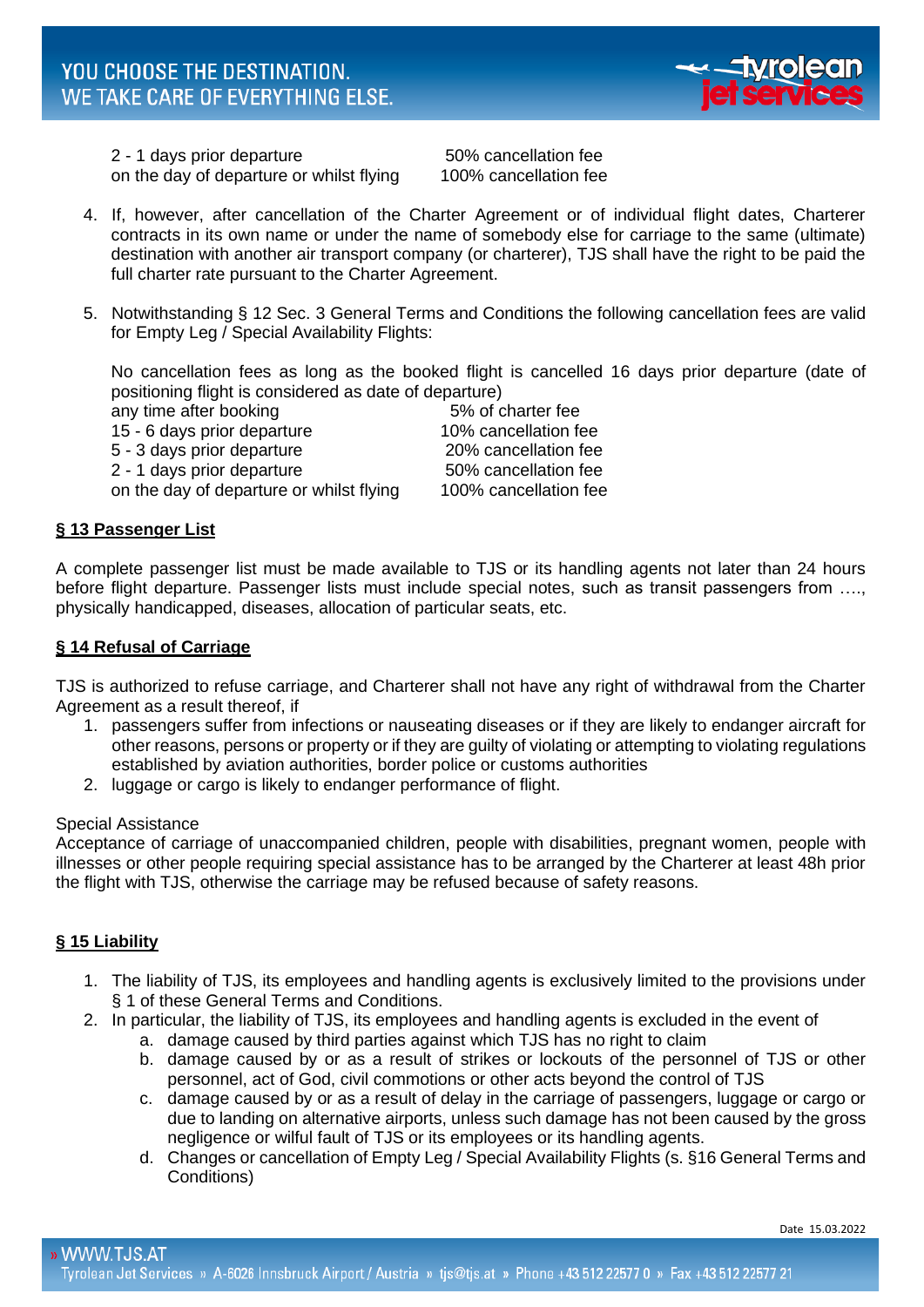| | |
|---|---|
| 2 - 1 days prior departure | 50% cancellation fee |
| on the day of departure or whilst flying | 100% cancellation fee |

4. If, however, after cancellation of the Charter Agreement or of individual flight dates, Charterer contracts in its own name or under the name of somebody else for carriage to the same (ultimate) destination with another air transport company (or charterer), TJS shall have the right to be paid the full charter rate pursuant to the Charter Agreement.

5. Notwithstanding § 12 Sec. 3 General Terms and Conditions the following cancellation fees are valid for Empty Leg / Special Availability Flights:

   No cancellation fees as long as the booked flight is cancelled 16 days prior departure (date of positioning flight is considered as date of departure)

| | |
|---|---|
| any time after booking | 5% of charter fee |
| 15 - 6 days prior departure | 10% cancellation fee |
| 5 - 3 days prior departure | 20% cancellation fee |
| 2 - 1 days prior departure | 50% cancellation fee |
| on the day of departure or whilst flying | 100% cancellation fee |

## § 13 Passenger List

A complete passenger list must be made available to TJS or its handling agents not later than 24 hours before flight departure. Passenger lists must include special notes, such as transit passengers from …., physically handicapped, diseases, allocation of particular seats, etc.

## § 14 Refusal of Carriage

TJS is authorized to refuse carriage, and Charterer shall not have any right of withdrawal from the Charter Agreement as a result thereof, if

1. passengers suffer from infections or nauseating diseases or if they are likely to endanger aircraft for other reasons, persons or property or if they are guilty of violating or attempting to violating regulations established by aviation authorities, border police or customs authorities
2. luggage or cargo is likely to endanger performance of flight.

Special Assistance

Acceptance of carriage of unaccompanied children, people with disabilities, pregnant women, people with illnesses or other people requiring special assistance has to be arranged by the Charterer at least 48h prior the flight with TJS, otherwise the carriage may be refused because of safety reasons.

## § 15 Liability

1. The liability of TJS, its employees and handling agents is exclusively limited to the provisions under § 1 of these General Terms and Conditions.
2. In particular, the liability of TJS, its employees and handling agents is excluded in the event of
   a. damage caused by third parties against which TJS has no right to claim
   b. damage caused by or as a result of strikes or lockouts of the personnel of TJS or other personnel, act of God, civil commotions or other acts beyond the control of TJS
   c. damage caused by or as a result of delay in the carriage of passengers, luggage or cargo or due to landing on alternative airports, unless such damage has not been caused by the gross negligence or wilful fault of TJS or its employees or its handling agents.
   d. Changes or cancellation of Empty Leg / Special Availability Flights (s. §16 General Terms and Conditions)

Date 15.03.2022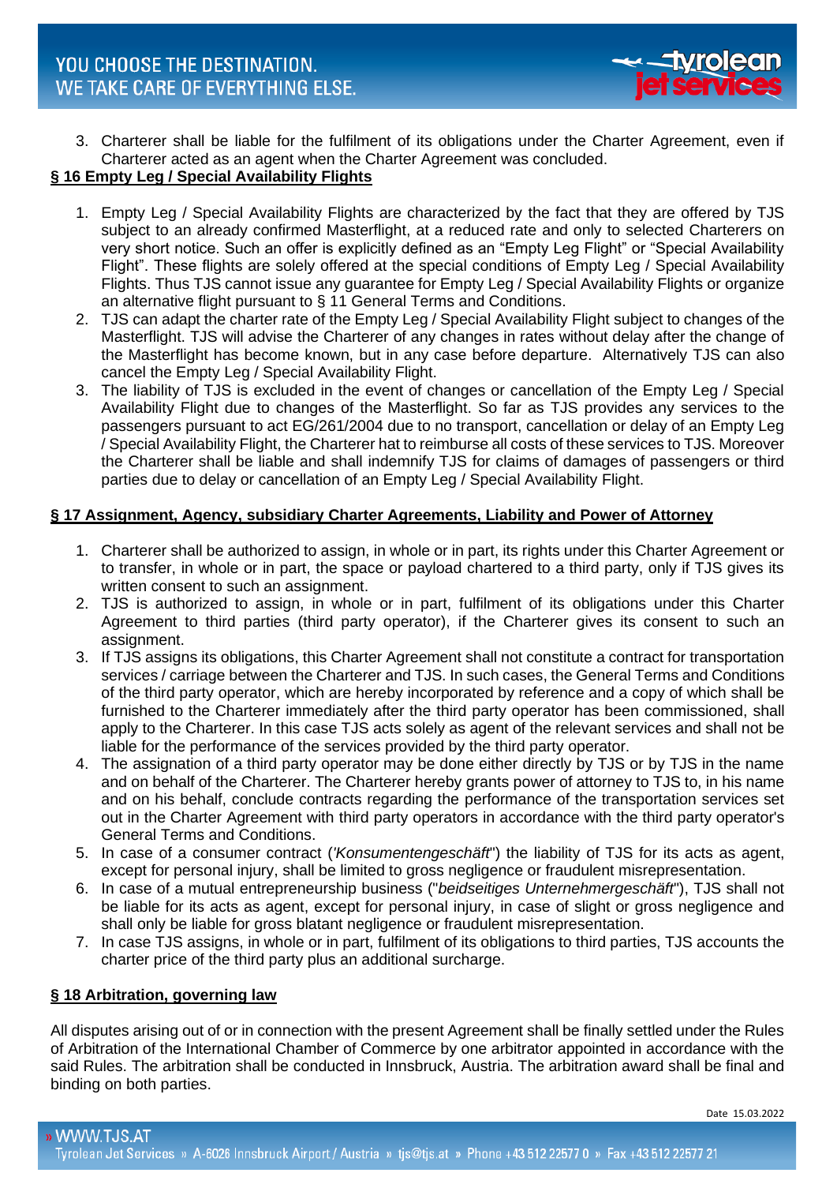3. Charterer shall be liable for the fulfilment of its obligations under the Charter Agreement, even if Charterer acted as an agent when the Charter Agreement was concluded.

## § 16 Empty Leg / Special Availability Flights

1. Empty Leg / Special Availability Flights are characterized by the fact that they are offered by TJS subject to an already confirmed Masterflight, at a reduced rate and only to selected Charterers on very short notice. Such an offer is explicitly defined as an "Empty Leg Flight" or "Special Availability Flight". These flights are solely offered at the special conditions of Empty Leg / Special Availability Flights. Thus TJS cannot issue any guarantee for Empty Leg / Special Availability Flights or organize an alternative flight pursuant to § 11 General Terms and Conditions.
2. TJS can adapt the charter rate of the Empty Leg / Special Availability Flight subject to changes of the Masterflight. TJS will advise the Charterer of any changes in rates without delay after the change of the Masterflight has become known, but in any case before departure. Alternatively TJS can also cancel the Empty Leg / Special Availability Flight.
3. The liability of TJS is excluded in the event of changes or cancellation of the Empty Leg / Special Availability Flight due to changes of the Masterflight. So far as TJS provides any services to the passengers pursuant to act EG/261/2004 due to no transport, cancellation or delay of an Empty Leg / Special Availability Flight, the Charterer hat to reimburse all costs of these services to TJS. Moreover the Charterer shall be liable and shall indemnify TJS for claims of damages of passengers or third parties due to delay or cancellation of an Empty Leg / Special Availability Flight.

## § 17 Assignment, Agency, subsidiary Charter Agreements, Liability and Power of Attorney

1. Charterer shall be authorized to assign, in whole or in part, its rights under this Charter Agreement or to transfer, in whole or in part, the space or payload chartered to a third party, only if TJS gives its written consent to such an assignment.
2. TJS is authorized to assign, in whole or in part, fulfilment of its obligations under this Charter Agreement to third parties (third party operator), if the Charterer gives its consent to such an assignment.
3. If TJS assigns its obligations, this Charter Agreement shall not constitute a contract for transportation services / carriage between the Charterer and TJS. In such cases, the General Terms and Conditions of the third party operator, which are hereby incorporated by reference and a copy of which shall be furnished to the Charterer immediately after the third party operator has been commissioned, shall apply to the Charterer. In this case TJS acts solely as agent of the relevant services and shall not be liable for the performance of the services provided by the third party operator.
4. The assignation of a third party operator may be done either directly by TJS or by TJS in the name and on behalf of the Charterer. The Charterer hereby grants power of attorney to TJS to, in his name and on his behalf, conclude contracts regarding the performance of the transportation services set out in the Charter Agreement with third party operators in accordance with the third party operator's General Terms and Conditions.
5. In case of a consumer contract ('*Konsumentengeschäft*") the liability of TJS for its acts as agent, except for personal injury, shall be limited to gross negligence or fraudulent misrepresentation.
6. In case of a mutual entrepreneurship business ("*beidseitiges Unternehmergeschäft*"), TJS shall not be liable for its acts as agent, except for personal injury, in case of slight or gross negligence and shall only be liable for gross blatant negligence or fraudulent misrepresentation.
7. In case TJS assigns, in whole or in part, fulfilment of its obligations to third parties, TJS accounts the charter price of the third party plus an additional surcharge.

## § 18 Arbitration, governing law

All disputes arising out of or in connection with the present Agreement shall be finally settled under the Rules of Arbitration of the International Chamber of Commerce by one arbitrator appointed in accordance with the said Rules. The arbitration shall be conducted in Innsbruck, Austria. The arbitration award shall be final and binding on both parties.

Date 15.03.2022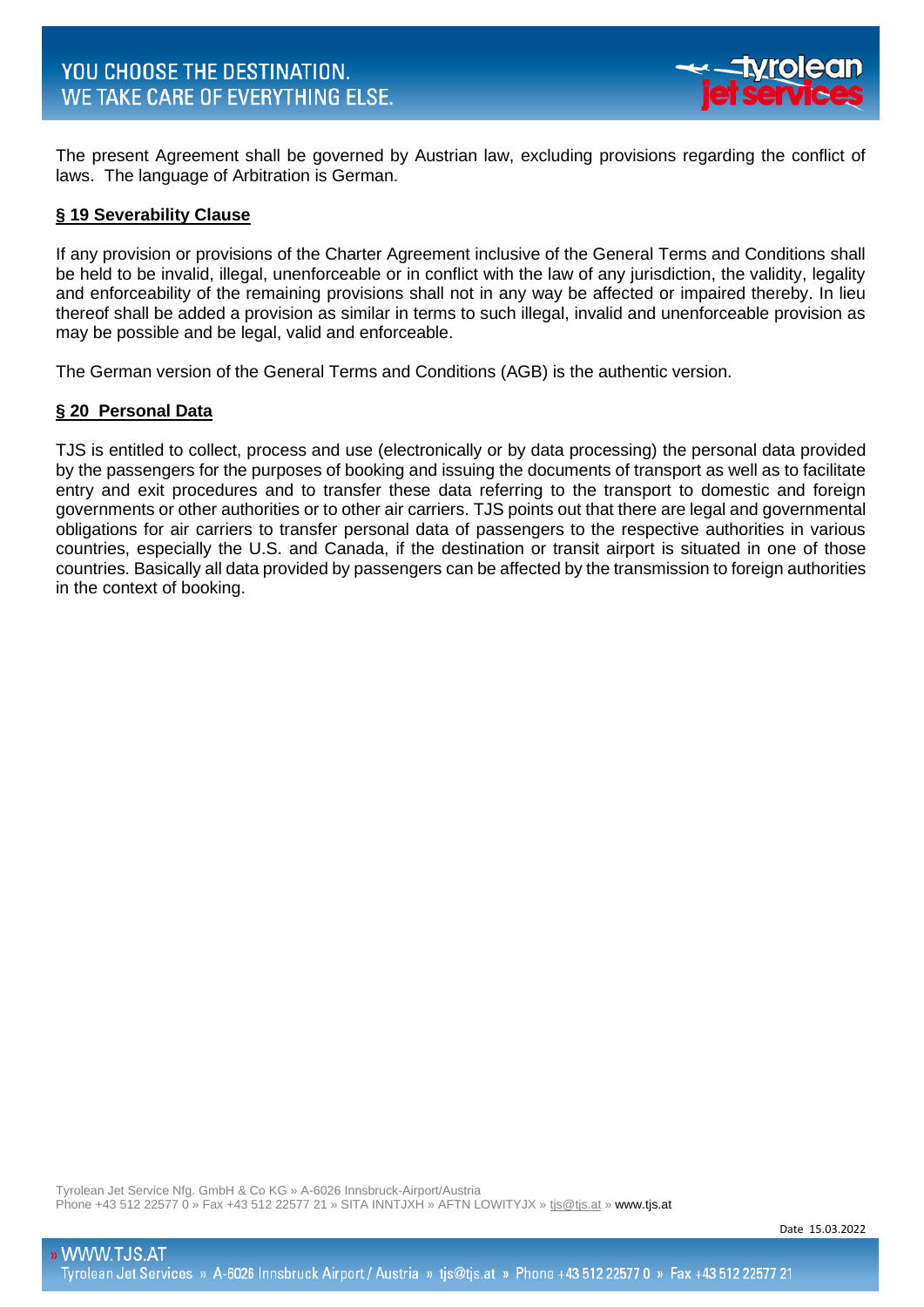The present Agreement shall be governed by Austrian law, excluding provisions regarding the conflict of laws. The language of Arbitration is German.

## § 19 Severability Clause

If any provision or provisions of the Charter Agreement inclusive of the General Terms and Conditions shall be held to be invalid, illegal, unenforceable or in conflict with the law of any jurisdiction, the validity, legality and enforceability of the remaining provisions shall not in any way be affected or impaired thereby. In lieu thereof shall be added a provision as similar in terms to such illegal, invalid and unenforceable provision as may be possible and be legal, valid and enforceable.

The German version of the General Terms and Conditions (AGB) is the authentic version.

## § 20 Personal Data

TJS is entitled to collect, process and use (electronically or by data processing) the personal data provided by the passengers for the purposes of booking and issuing the documents of transport as well as to facilitate entry and exit procedures and to transfer these data referring to the transport to domestic and foreign governments or other authorities or to other air carriers. TJS points out that there are legal and governmental obligations for air carriers to transfer personal data of passengers to the respective authorities in various countries, especially the U.S. and Canada, if the destination or transit airport is situated in one of those countries. Basically all data provided by passengers can be affected by the transmission to foreign authorities in the context of booking.

Tyrolean Jet Service Nfg. GmbH & Co KG » A-6026 Innsbruck-Airport/Austria
Phone +43 512 22577 0 » Fax +43 512 22577 21 » SITA INNTJXH » AFTN LOWITYJX » tjs@tjs.at » www.tjs.at

Date 15.03.2022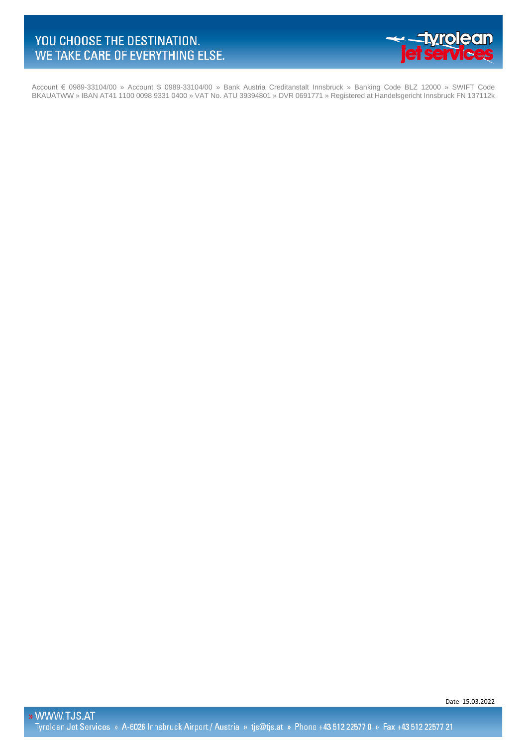Date 15.03.2022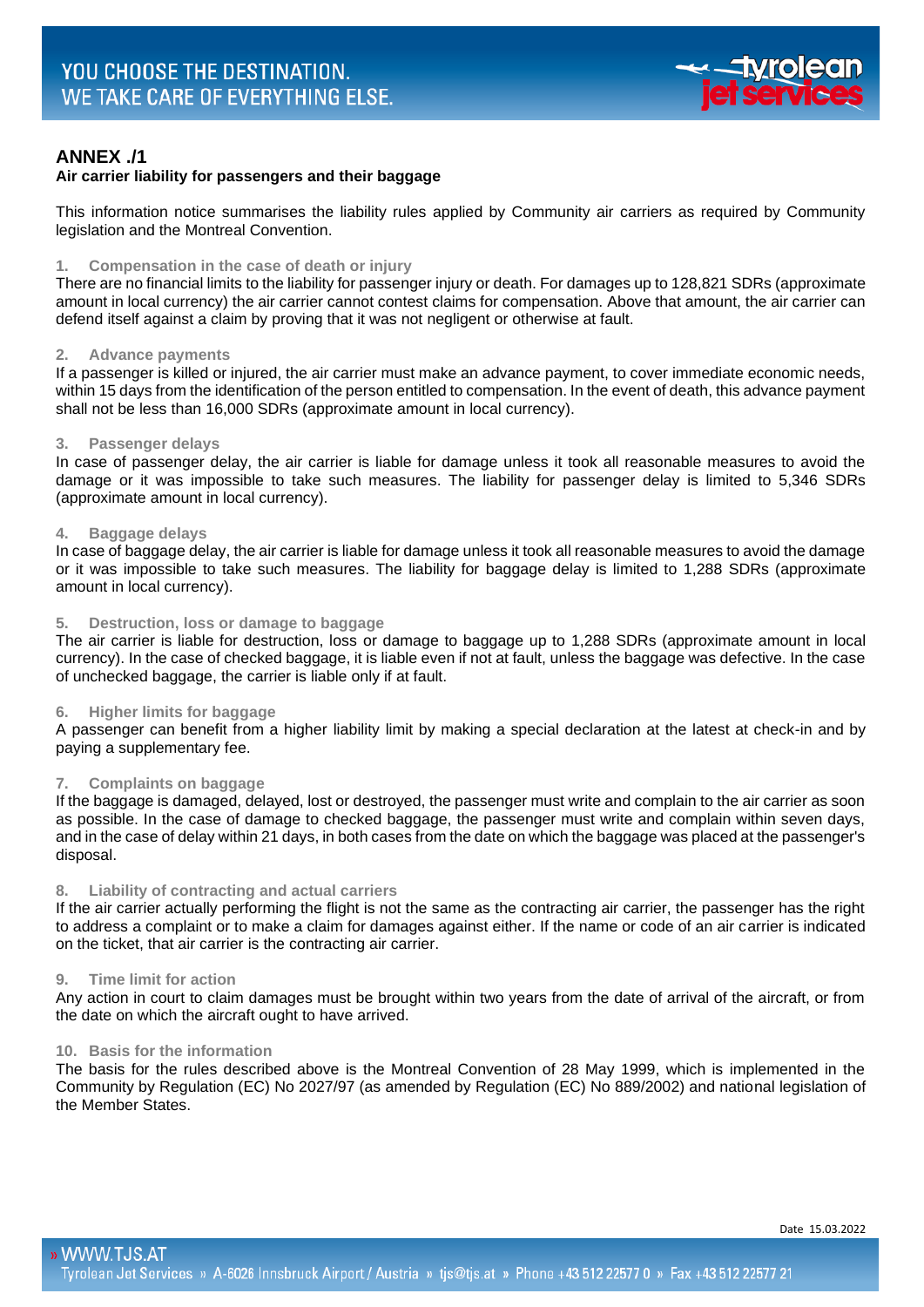## ANNEX ./1

**Air carrier liability for passengers and their baggage**

This information notice summarises the liability rules applied by Community air carriers as required by Community legislation and the Montreal Convention.

### 1. Compensation in the case of death or injury

There are no financial limits to the liability for passenger injury or death. For damages up to 128,821 SDRs (approximate amount in local currency) the air carrier cannot contest claims for compensation. Above that amount, the air carrier can defend itself against a claim by proving that it was not negligent or otherwise at fault.

### 2. Advance payments

If a passenger is killed or injured, the air carrier must make an advance payment, to cover immediate economic needs, within 15 days from the identification of the person entitled to compensation. In the event of death, this advance payment shall not be less than 16,000 SDRs (approximate amount in local currency).

### 3. Passenger delays

In case of passenger delay, the air carrier is liable for damage unless it took all reasonable measures to avoid the damage or it was impossible to take such measures. The liability for passenger delay is limited to 5,346 SDRs (approximate amount in local currency).

### 4. Baggage delays

In case of baggage delay, the air carrier is liable for damage unless it took all reasonable measures to avoid the damage or it was impossible to take such measures. The liability for baggage delay is limited to 1,288 SDRs (approximate amount in local currency).

### 5. Destruction, loss or damage to baggage

The air carrier is liable for destruction, loss or damage to baggage up to 1,288 SDRs (approximate amount in local currency). In the case of checked baggage, it is liable even if not at fault, unless the baggage was defective. In the case of unchecked baggage, the carrier is liable only if at fault.

### 6. Higher limits for baggage

A passenger can benefit from a higher liability limit by making a special declaration at the latest at check-in and by paying a supplementary fee.

### 7. Complaints on baggage

If the baggage is damaged, delayed, lost or destroyed, the passenger must write and complain to the air carrier as soon as possible. In the case of damage to checked baggage, the passenger must write and complain within seven days, and in the case of delay within 21 days, in both cases from the date on which the baggage was placed at the passenger's disposal.

### 8. Liability of contracting and actual carriers

If the air carrier actually performing the flight is not the same as the contracting air carrier, the passenger has the right to address a complaint or to make a claim for damages against either. If the name or code of an air carrier is indicated on the ticket, that air carrier is the contracting air carrier.

### 9. Time limit for action

Any action in court to claim damages must be brought within two years from the date of arrival of the aircraft, or from the date on which the aircraft ought to have arrived.

### 10. Basis for the information

The basis for the rules described above is the Montreal Convention of 28 May 1999, which is implemented in the Community by Regulation (EC) No 2027/97 (as amended by Regulation (EC) No 889/2002) and national legislation of the Member States.

Date 15.03.2022